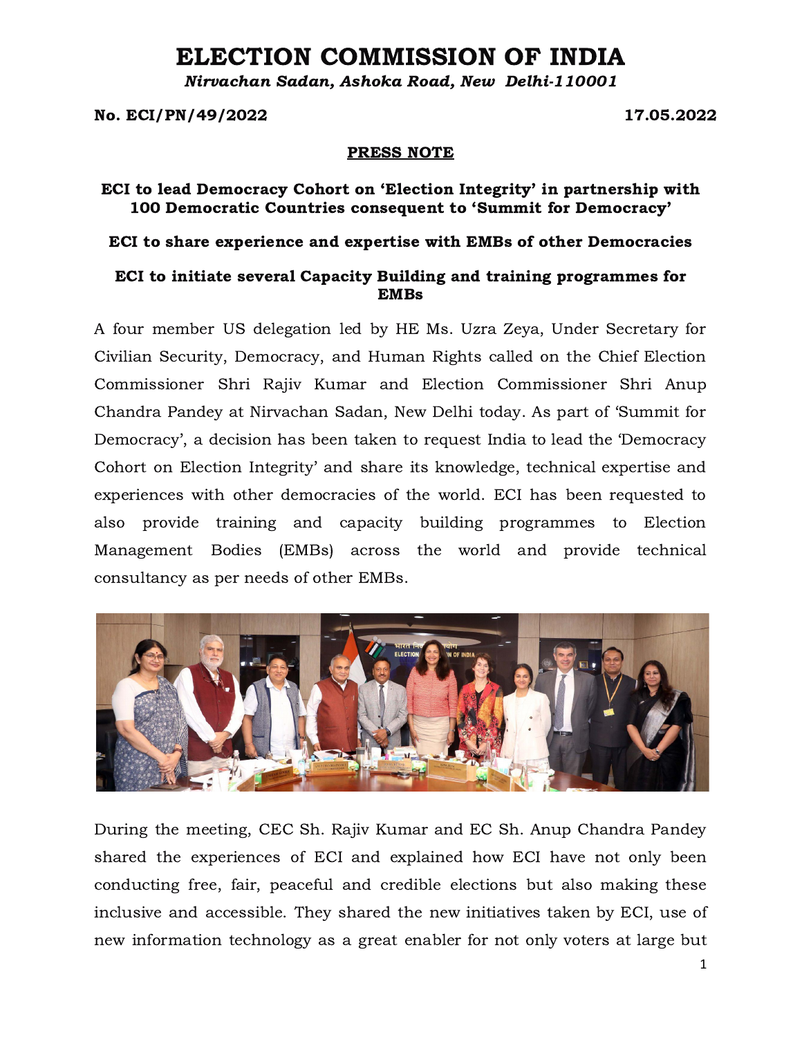# ELECTION COMMISSION OF INDIA

*Nirvachan Sadan, Ashoka Road, New Delhi-110001*

**No. ECI/PN/49/2022** **17.05.2022**

## PRESS NOTE

**ECI to lead Democracy Cohort on 'Election Integrity' in partnership with 100 Democratic Countries consequent to 'Summit for Democracy'**

**ECI to share experience and expertise with EMBs of other Democracies**

**ECI to initiate several Capacity Building and training programmes for EMBs**

A four member US delegation led by HE Ms. Uzra Zeya, Under Secretary for Civilian Security, Democracy, and Human Rights called on the Chief Election Commissioner Shri Rajiv Kumar and Election Commissioner Shri Anup Chandra Pandey at Nirvachan Sadan, New Delhi today. As part of 'Summit for Democracy', a decision has been taken to request India to lead the 'Democracy Cohort on Election Integrity' and share its knowledge, technical expertise and experiences with other democracies of the world. ECI has been requested to also provide training and capacity building programmes to Election Management Bodies (EMBs) across the world and provide technical consultancy as per needs of other EMBs.

During the meeting, CEC Sh. Rajiv Kumar and EC Sh. Anup Chandra Pandey shared the experiences of ECI and explained how ECI have not only been conducting free, fair, peaceful and credible elections but also making these inclusive and accessible. They shared the new initiatives taken by ECI, use of new information technology as a great enabler for not only voters at large but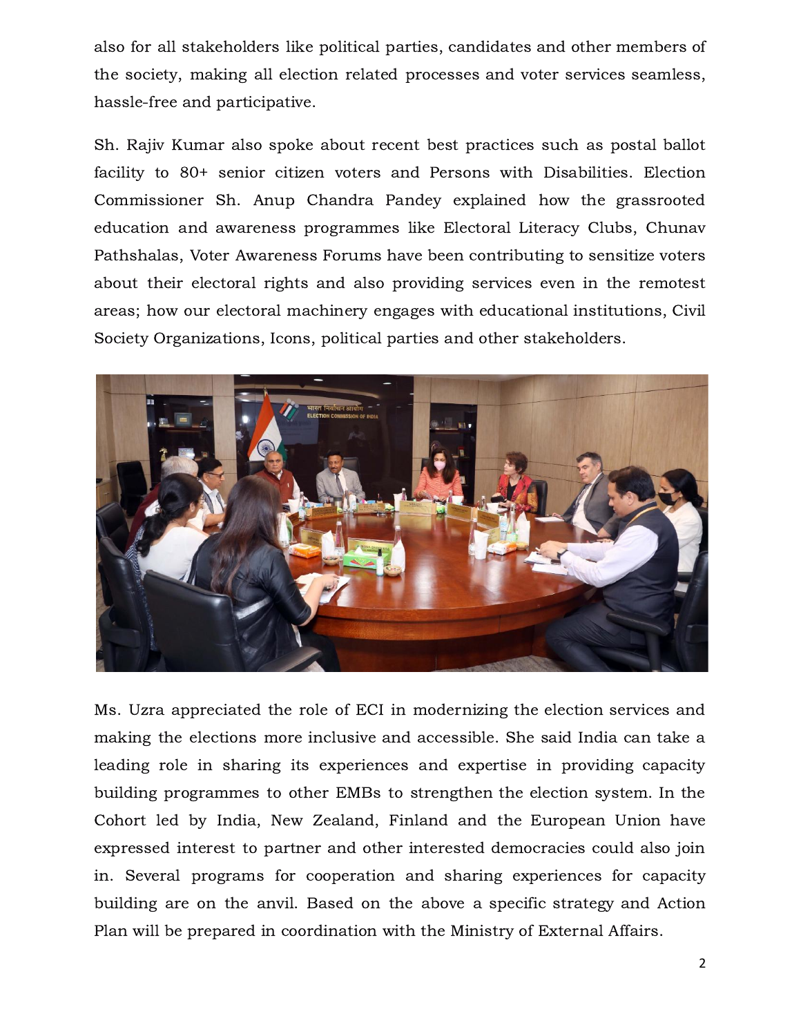also for all stakeholders like political parties, candidates and other members of the society, making all election related processes and voter services seamless, hassle-free and participative.

Sh. Rajiv Kumar also spoke about recent best practices such as postal ballot facility to 80+ senior citizen voters and Persons with Disabilities. Election Commissioner Sh. Anup Chandra Pandey explained how the grassrooted education and awareness programmes like Electoral Literacy Clubs, Chunav Pathshalas, Voter Awareness Forums have been contributing to sensitize voters about their electoral rights and also providing services even in the remotest areas; how our electoral machinery engages with educational institutions, Civil Society Organizations, Icons, political parties and other stakeholders.

Ms. Uzra appreciated the role of ECI in modernizing the election services and making the elections more inclusive and accessible. She said India can take a leading role in sharing its experiences and expertise in providing capacity building programmes to other EMBs to strengthen the election system. In the Cohort led by India, New Zealand, Finland and the European Union have expressed interest to partner and other interested democracies could also join in. Several programs for cooperation and sharing experiences for capacity building are on the anvil. Based on the above a specific strategy and Action Plan will be prepared in coordination with the Ministry of External Affairs.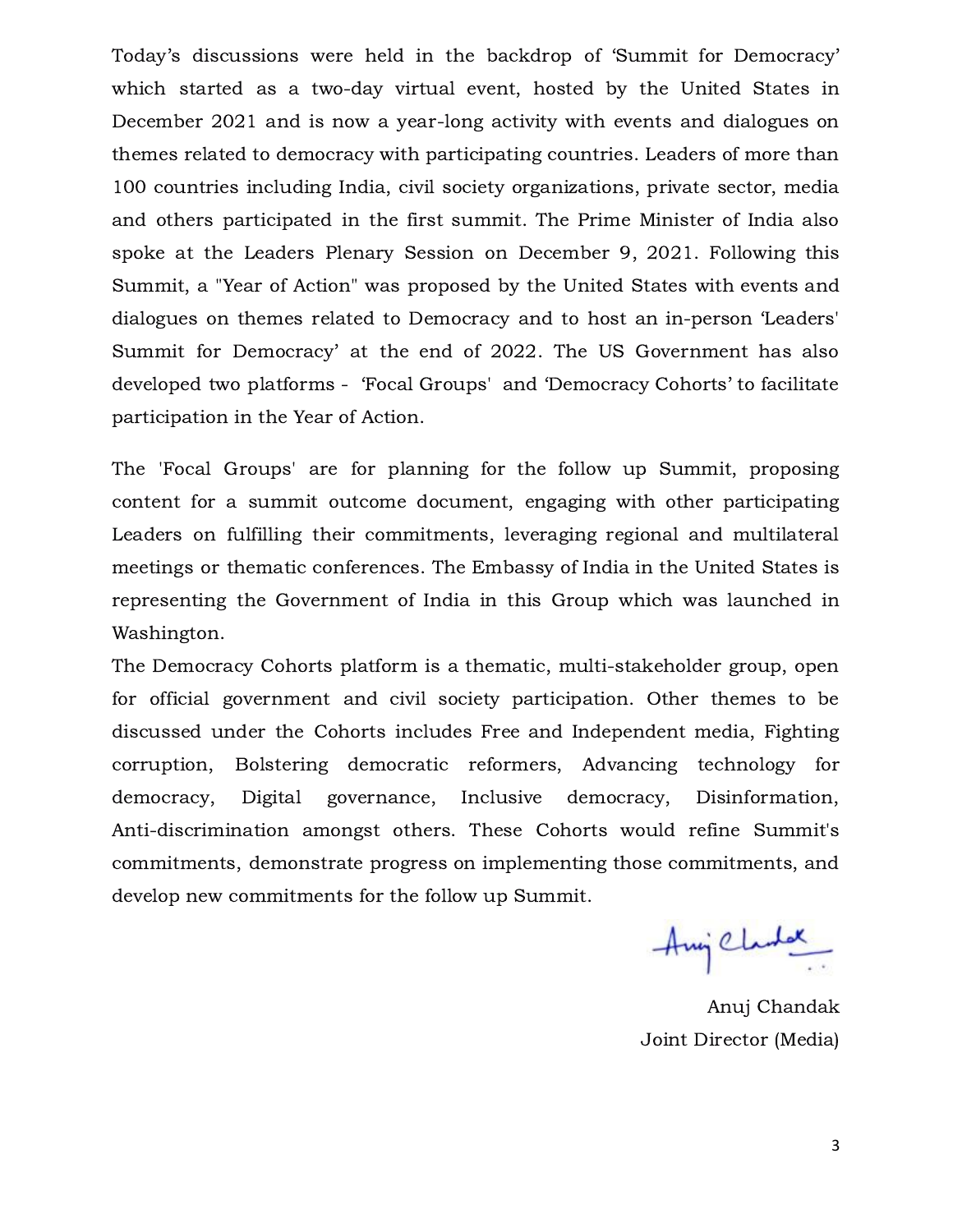Today's discussions were held in the backdrop of 'Summit for Democracy' which started as a two-day virtual event, hosted by the United States in December 2021 and is now a year-long activity with events and dialogues on themes related to democracy with participating countries. Leaders of more than 100 countries including India, civil society organizations, private sector, media and others participated in the first summit. The Prime Minister of India also spoke at the Leaders Plenary Session on December 9, 2021. Following this Summit, a "Year of Action" was proposed by the United States with events and dialogues on themes related to Democracy and to host an in-person 'Leaders' Summit for Democracy' at the end of 2022. The US Government has also developed two platforms - 'Focal Groups' and 'Democracy Cohorts' to facilitate participation in the Year of Action.

The 'Focal Groups' are for planning for the follow up Summit, proposing content for a summit outcome document, engaging with other participating Leaders on fulfilling their commitments, leveraging regional and multilateral meetings or thematic conferences. The Embassy of India in the United States is representing the Government of India in this Group which was launched in Washington.

The Democracy Cohorts platform is a thematic, multi-stakeholder group, open for official government and civil society participation. Other themes to be discussed under the Cohorts includes Free and Independent media, Fighting corruption, Bolstering democratic reformers, Advancing technology for democracy, Digital governance, Inclusive democracy, Disinformation, Anti-discrimination amongst others. These Cohorts would refine Summit's commitments, demonstrate progress on implementing those commitments, and develop new commitments for the follow up Summit.

Anuj Chandak
Joint Director (Media)